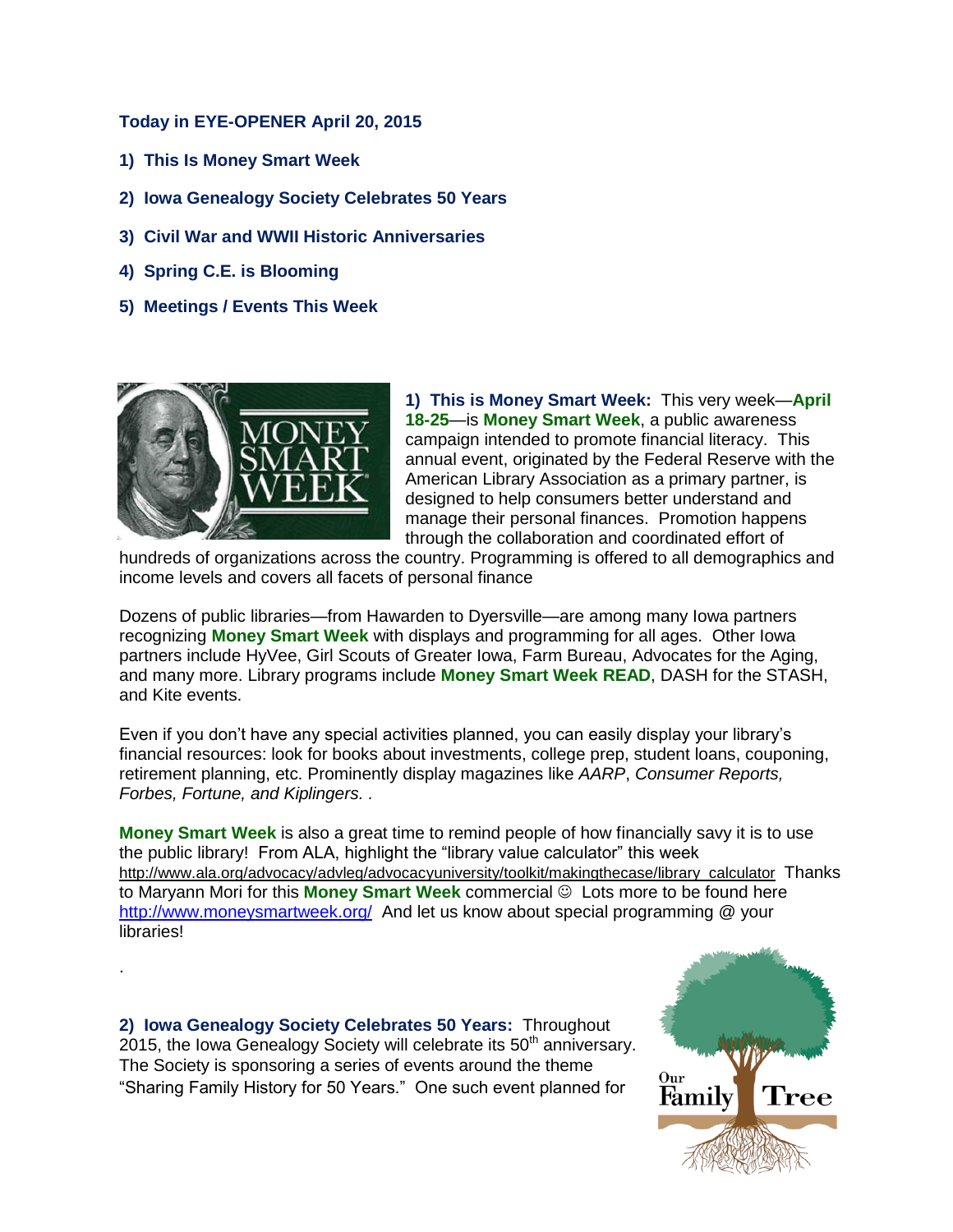**Today in EYE-OPENER April 20, 2015**

1) **This Is Money Smart Week**

2) **Iowa Genealogy Society Celebrates 50 Years**

3) **Civil War and WWII Historic Anniversaries**

4) **Spring C.E. is Blooming**

5) **Meetings / Events This Week**

**1) This is Money Smart Week:** This very week—**April 18-25**—is **Money Smart Week**, a public awareness campaign intended to promote financial literacy. This annual event, originated by the Federal Reserve with the American Library Association as a primary partner, is designed to help consumers better understand and manage their personal finances. Promotion happens through the collaboration and coordinated effort of hundreds of organizations across the country. Programming is offered to all demographics and income levels and covers all facets of personal finance

Dozens of public libraries—from Hawarden to Dyersville—are among many Iowa partners recognizing **Money Smart Week** with displays and programming for all ages. Other Iowa partners include HyVee, Girl Scouts of Greater Iowa, Farm Bureau, Advocates for the Aging, and many more. Library programs include **Money Smart Week READ**, DASH for the STASH, and Kite events.

Even if you don't have any special activities planned, you can easily display your library's financial resources: look for books about investments, college prep, student loans, couponing, retirement planning, etc. Prominently display magazines like *AARP*, *Consumer Reports, Forbes, Fortune, and Kiplingers.* .

**Money Smart Week** is also a great time to remind people of how financially savy it is to use the public library! From ALA, highlight the "library value calculator" this week http://www.ala.org/advocacy/advleg/advocacyuniversity/toolkit/makingthecase/library_calculator Thanks to Maryann Mori for this **Money Smart Week** commercial ☺ Lots more to be found here http://www.moneysmartweek.org/ And let us know about special programming @ your libraries!

.

**2) Iowa Genealogy Society Celebrates 50 Years:** Throughout 2015, the Iowa Genealogy Society will celebrate its 50th anniversary. The Society is sponsoring a series of events around the theme "Sharing Family History for 50 Years." One such event planned for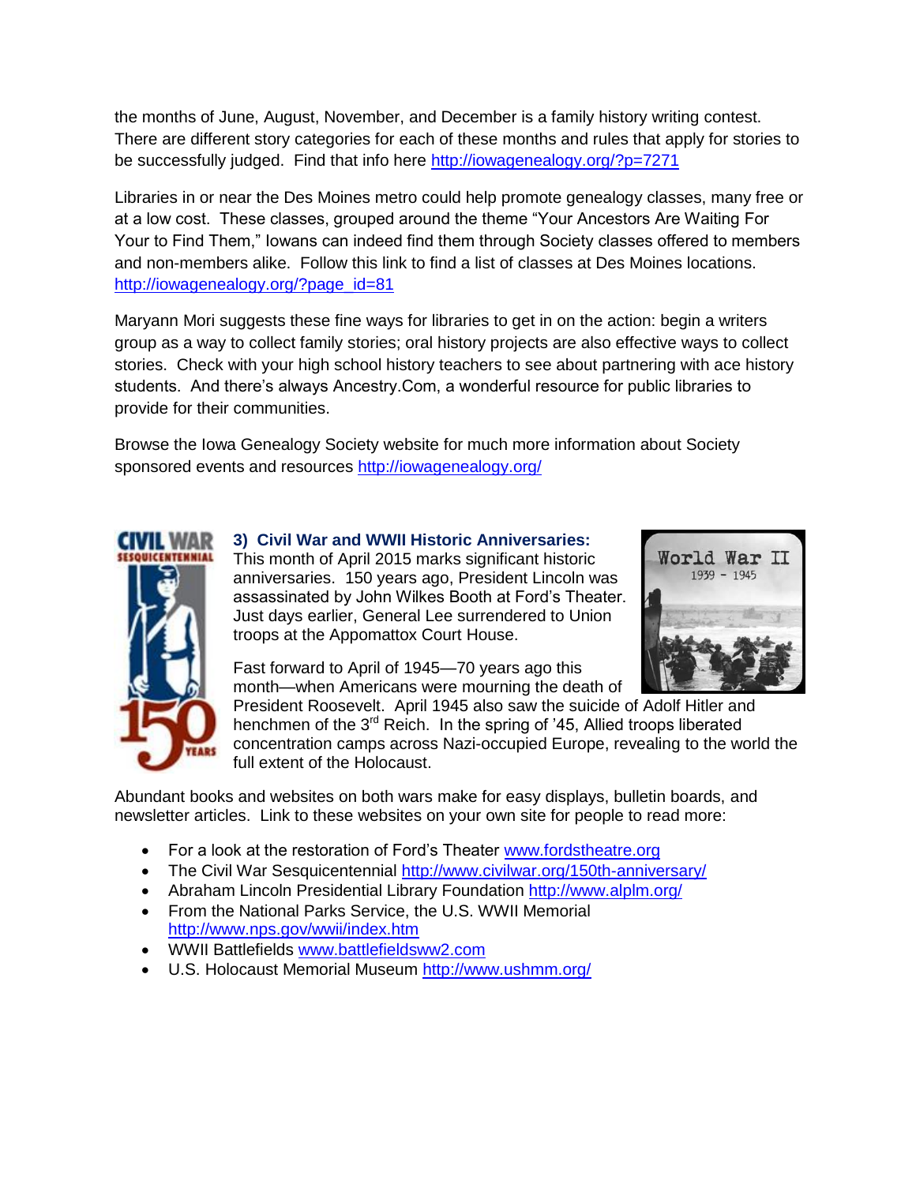the months of June, August, November, and December is a family history writing contest. There are different story categories for each of these months and rules that apply for stories to be successfully judged. Find that info here http://iowagenealogy.org/?p=7271

Libraries in or near the Des Moines metro could help promote genealogy classes, many free or at a low cost. These classes, grouped around the theme "Your Ancestors Are Waiting For Your to Find Them," Iowans can indeed find them through Society classes offered to members and non-members alike. Follow this link to find a list of classes at Des Moines locations. http://iowagenealogy.org/?page_id=81

Maryann Mori suggests these fine ways for libraries to get in on the action: begin a writers group as a way to collect family stories; oral history projects are also effective ways to collect stories. Check with your high school history teachers to see about partnering with ace history students. And there's always Ancestry.Com, a wonderful resource for public libraries to provide for their communities.

Browse the Iowa Genealogy Society website for much more information about Society sponsored events and resources http://iowagenealogy.org/

### 3) Civil War and WWII Historic Anniversaries:

This month of April 2015 marks significant historic anniversaries. 150 years ago, President Lincoln was assassinated by John Wilkes Booth at Ford's Theater. Just days earlier, General Lee surrendered to Union troops at the Appomattox Court House.

Fast forward to April of 1945—70 years ago this month—when Americans were mourning the death of President Roosevelt. April 1945 also saw the suicide of Adolf Hitler and henchmen of the 3rd Reich. In the spring of '45, Allied troops liberated concentration camps across Nazi-occupied Europe, revealing to the world the full extent of the Holocaust.

Abundant books and websites on both wars make for easy displays, bulletin boards, and newsletter articles. Link to these websites on your own site for people to read more:

- For a look at the restoration of Ford's Theater www.fordstheatre.org
- The Civil War Sesquicentennial http://www.civilwar.org/150th-anniversary/
- Abraham Lincoln Presidential Library Foundation http://www.alplm.org/
- From the National Parks Service, the U.S. WWII Memorial http://www.nps.gov/wwii/index.htm
- WWII Battlefields www.battlefieldsww2.com
- U.S. Holocaust Memorial Museum http://www.ushmm.org/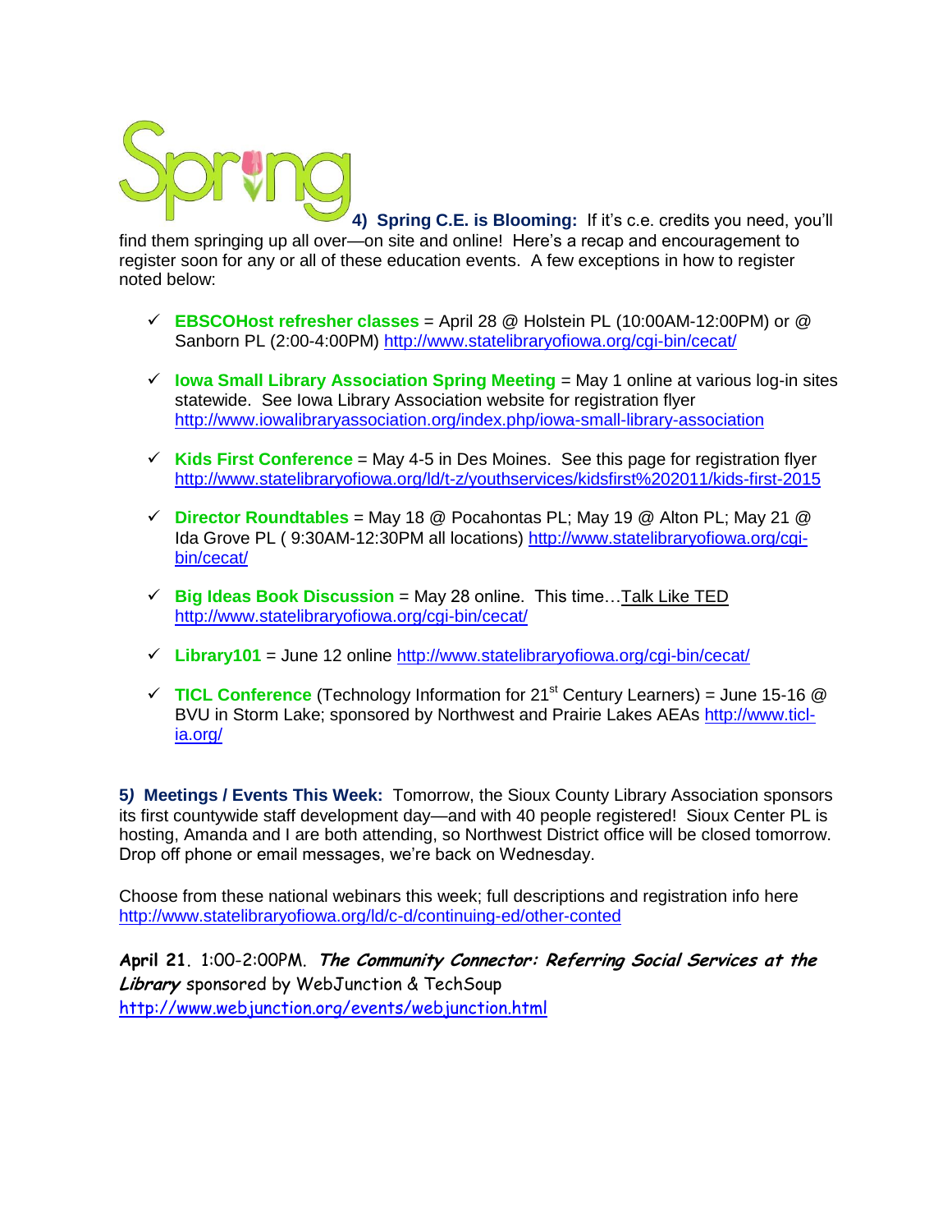Spring

**4) Spring C.E. is Blooming:** If it's c.e. credits you need, you'll find them springing up all over—on site and online! Here's a recap and encouragement to register soon for any or all of these education events. A few exceptions in how to register noted below:

- ✓ **EBSCOHost refresher classes** = April 28 @ Holstein PL (10:00AM-12:00PM) or @ Sanborn PL (2:00-4:00PM) http://www.statelibraryofiowa.org/cgi-bin/cecat/
- ✓ **Iowa Small Library Association Spring Meeting** = May 1 online at various log-in sites statewide. See Iowa Library Association website for registration flyer http://www.iowalibraryassociation.org/index.php/iowa-small-library-association
- ✓ **Kids First Conference** = May 4-5 in Des Moines. See this page for registration flyer http://www.statelibraryofiowa.org/ld/t-z/youthservices/kidsfirst%202011/kids-first-2015
- ✓ **Director Roundtables** = May 18 @ Pocahontas PL; May 19 @ Alton PL; May 21 @ Ida Grove PL ( 9:30AM-12:30PM all locations) http://www.statelibraryofiowa.org/cgi-bin/cecat/
- ✓ **Big Ideas Book Discussion** = May 28 online. This time…Talk Like TED http://www.statelibraryofiowa.org/cgi-bin/cecat/
- ✓ **Library101** = June 12 online http://www.statelibraryofiowa.org/cgi-bin/cecat/
- ✓ **TICL Conference** (Technology Information for 21st Century Learners) = June 15-16 @ BVU in Storm Lake; sponsored by Northwest and Prairie Lakes AEAs http://www.ticl-ia.org/

**5) Meetings / Events This Week:** Tomorrow, the Sioux County Library Association sponsors its first countywide staff development day—and with 40 people registered! Sioux Center PL is hosting, Amanda and I are both attending, so Northwest District office will be closed tomorrow. Drop off phone or email messages, we're back on Wednesday.

Choose from these national webinars this week; full descriptions and registration info here http://www.statelibraryofiowa.org/ld/c-d/continuing-ed/other-conted

**April 21**. 1:00-2:00PM. ***The Community Connector: Referring Social Services at the Library*** sponsored by WebJunction & TechSoup http://www.webjunction.org/events/webjunction.html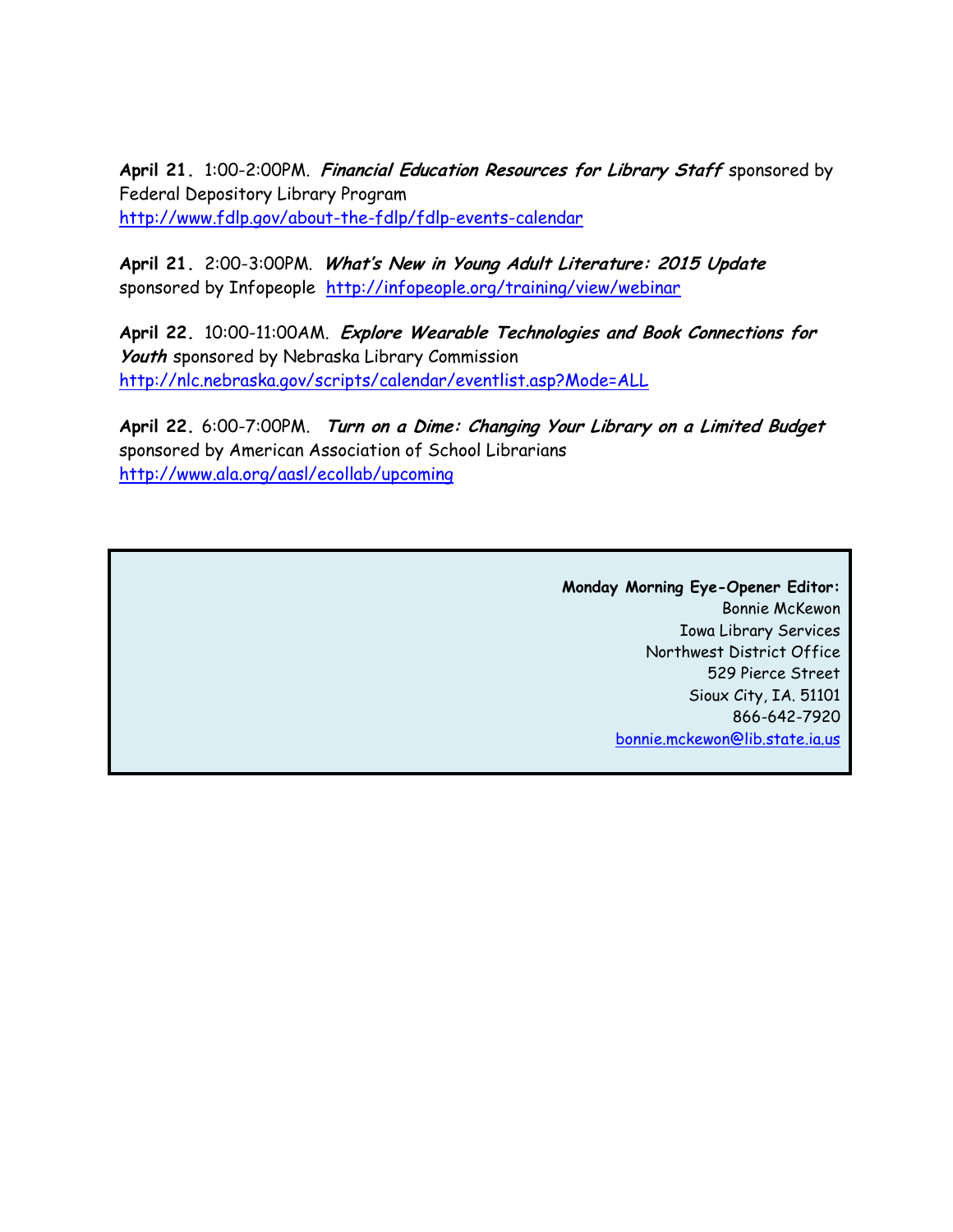**April 21.** 1:00-2:00PM. ***Financial Education Resources for Library Staff*** sponsored by Federal Depository Library Program
http://www.fdlp.gov/about-the-fdlp/fdlp-events-calendar

**April 21.** 2:00-3:00PM. ***What's New in Young Adult Literature: 2015 Update*** sponsored by Infopeople http://infopeople.org/training/view/webinar

**April 22.** 10:00-11:00AM. ***Explore Wearable Technologies and Book Connections for Youth*** sponsored by Nebraska Library Commission
http://nlc.nebraska.gov/scripts/calendar/eventlist.asp?Mode=ALL

**April 22.** 6:00-7:00PM. ***Turn on a Dime: Changing Your Library on a Limited Budget*** sponsored by American Association of School Librarians
http://www.ala.org/aasl/ecollab/upcoming

**Monday Morning Eye-Opener Editor:**
Bonnie McKewon
Iowa Library Services
Northwest District Office
529 Pierce Street
Sioux City, IA. 51101
866-642-7920
bonnie.mckewon@lib.state.ia.us